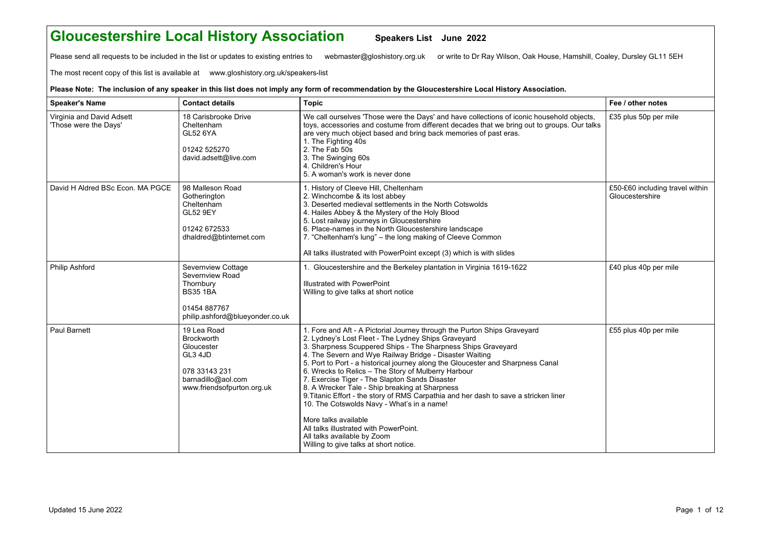# Gloucestershire Local History Association

**Speakers List June 2022**

Please send all requests to be included in the list or updates to existing entries to webmaster@gloshistory.org.uk or write to Dr Ray Wilson, Oak House, Hamshill, Coaley, Dursley GL11 5EH

The most recent copy of this list is available at www.gloshistory.org.uk/speakers-list

**Please Note: The inclusion of any speaker in this list does not imply any form of recommendation by the Gloucestershire Local History Association.**

| Speaker's Name | Contact details | Topic | Fee / other notes |
|---|---|---|---|
| Virginia and David Adsett<br>'Those were the Days' | 18 Carisbrooke Drive<br>Cheltenham<br>GL52 6YA<br><br>01242 525270<br>david.adsett@live.com | We call ourselves 'Those were the Days' and have collections of iconic household objects, toys, accessories and costume from different decades that we bring out to groups. Our talks are very much object based and bring back memories of past eras.<br>1. The Fighting 40s<br>2. The Fab 50s<br>3. The Swinging 60s<br>4. Children's Hour<br>5. A woman's work is never done | £35 plus 50p per mile |
| David H Aldred BSc Econ. MA PGCE | 98 Malleson Road<br>Gotherington<br>Cheltenham<br>GL52 9EY<br><br>01242 672533<br>dhaldred@btinternet.com | 1. History of Cleeve Hill, Cheltenham<br>2. Winchcombe & its lost abbey<br>3. Deserted medieval settlements in the North Cotswolds<br>4. Hailes Abbey & the Mystery of the Holy Blood<br>5. Lost railway journeys in Gloucestershire<br>6. Place-names in the North Gloucestershire landscape<br>7. "Cheltenham's lung" – the long making of Cleeve Common<br><br>All talks illustrated with PowerPoint except (3) which is with slides | £50-£60 including travel within Gloucestershire |
| Philip Ashford | Severnview Cottage<br>Severnview Road<br>Thornbury<br>BS35 1BA<br><br>01454 887767<br>philip.ashford@blueyonder.co.uk | 1. Gloucestershire and the Berkeley plantation in Virginia 1619-1622<br><br>Illustrated with PowerPoint<br>Willing to give talks at short notice | £40 plus 40p per mile |
| Paul Barnett | 19 Lea Road<br>Brockworth<br>Gloucester<br>GL3 4JD<br><br>078 33143 231<br>barnadillo@aol.com<br>www.friendsofpurton.org.uk | 1. Fore and Aft - A Pictorial Journey through the Purton Ships Graveyard<br>2. Lydney's Lost Fleet - The Lydney Ships Graveyard<br>3. Sharpness Scuppered Ships - The Sharpness Ships Graveyard<br>4. The Severn and Wye Railway Bridge - Disaster Waiting<br>5. Port to Port - a historical journey along the Gloucester and Sharpness Canal<br>6. Wrecks to Relics – The Story of Mulberry Harbour<br>7. Exercise Tiger - The Slapton Sands Disaster<br>8. A Wrecker Tale - Ship breaking at Sharpness<br>9. Titanic Effort - the story of RMS Carpathia and her dash to save a stricken liner<br>10. The Cotswolds Navy - What's in a name!<br><br>More talks available<br>All talks illustrated with PowerPoint.<br>All talks available by Zoom<br>Willing to give talks at short notice. | £55 plus 40p per mile |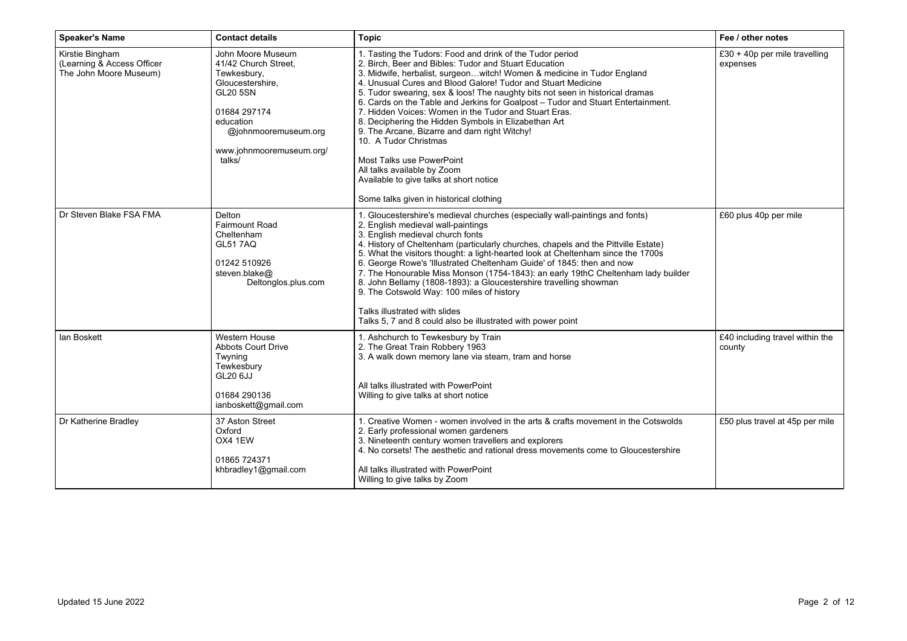| Speaker's Name | Contact details | Topic | Fee / other notes |
|---|---|---|---|
| Kirstie Bingham (Learning & Access Officer The John Moore Museum) | John Moore Museum<br>41/42 Church Street,<br>Tewkesbury,<br>Gloucestershire,<br>GL20 5SN<br><br>01684 297174<br>education@johnmooremuseum.org<br><br>www.johnmooremuseum.org/talks/ | 1. Tasting the Tudors: Food and drink of the Tudor period<br>2. Birch, Beer and Bibles: Tudor and Stuart Education<br>3. Midwife, herbalist, surgeon…witch! Women & medicine in Tudor England<br>4. Unusual Cures and Blood Galore! Tudor and Stuart Medicine<br>5. Tudor swearing, sex & loos! The naughty bits not seen in historical dramas<br>6. Cards on the Table and Jerkins for Goalpost – Tudor and Stuart Entertainment.<br>7. Hidden Voices: Women in the Tudor and Stuart Eras.<br>8. Deciphering the Hidden Symbols in Elizabethan Art<br>9. The Arcane, Bizarre and darn right Witchy!<br>10. A Tudor Christmas<br><br>Most Talks use PowerPoint<br>All talks available by Zoom<br>Available to give talks at short notice<br><br>Some talks given in historical clothing | £30 + 40p per mile travelling expenses |
| Dr Steven Blake FSA FMA | Delton<br>Fairmount Road<br>Cheltenham<br>GL51 7AQ<br><br>01242 510926<br>steven.blake@Deltonglos.plus.com | 1. Gloucestershire's medieval churches (especially wall-paintings and fonts)<br>2. English medieval wall-paintings<br>3. English medieval church fonts<br>4. History of Cheltenham (particularly churches, chapels and the Pittville Estate)<br>5. What the visitors thought: a light-hearted look at Cheltenham since the 1700s<br>6. George Rowe's 'Illustrated Cheltenham Guide' of 1845: then and now<br>7. The Honourable Miss Monson (1754-1843): an early 19thC Cheltenham lady builder<br>8. John Bellamy (1808-1893): a Gloucestershire travelling showman<br>9. The Cotswold Way: 100 miles of history<br><br>Talks illustrated with slides<br>Talks 5, 7 and 8 could also be illustrated with power point | £60 plus 40p per mile |
| Ian Boskett | Western House<br>Abbots Court Drive<br>Twyning<br>Tewkesbury<br>GL20 6JJ<br><br>01684 290136<br>ianboskett@gmail.com | 1. Ashchurch to Tewkesbury by Train<br>2. The Great Train Robbery 1963<br>3. A walk down memory lane via steam, tram and horse<br><br>All talks illustrated with PowerPoint<br>Willing to give talks at short notice | £40 including travel within the county |
| Dr Katherine Bradley | 37 Aston Street<br>Oxford<br>OX4 1EW<br><br>01865 724371<br>khbradley1@gmail.com | 1. Creative Women - women involved in the arts & crafts movement in the Cotswolds<br>2. Early professional women gardeners<br>3. Nineteenth century women travellers and explorers<br>4. No corsets! The aesthetic and rational dress movements come to Gloucestershire<br><br>All talks illustrated with PowerPoint<br>Willing to give talks by Zoom | £50 plus travel at 45p per mile |

Updated 15 June 2022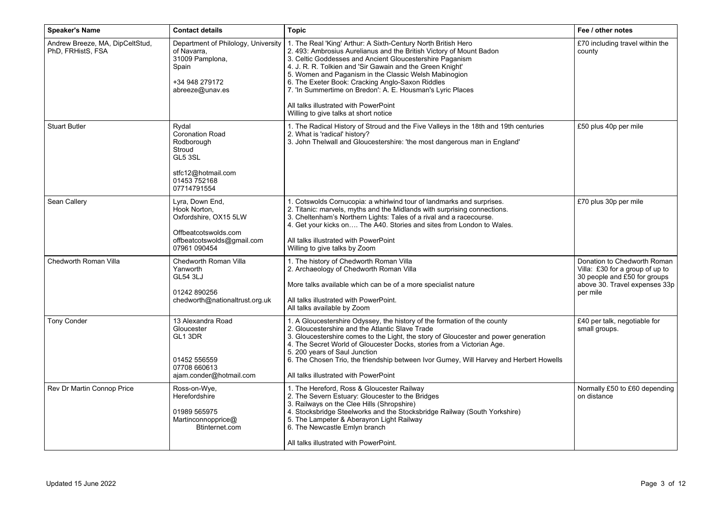| Speaker's Name | Contact details | Topic | Fee / other notes |
|---|---|---|---|
| Andrew Breeze, MA, DipCeltStud, PhD, FRHistS, FSA | Department of Philology, University of Navarra,<br>31009 Pamplona,<br>Spain<br><br>+34 948 279172<br>abreeze@unav.es | 1. The Real 'King' Arthur: A Sixth-Century North British Hero<br>2. 493: Ambrosius Aurelianus and the British Victory of Mount Badon<br>3. Celtic Goddesses and Ancient Gloucestershire Paganism<br>4. J. R. R. Tolkien and 'Sir Gawain and the Green Knight'<br>5. Women and Paganism in the Classic Welsh Mabinogion<br>6. The Exeter Book: Cracking Anglo-Saxon Riddles<br>7. 'In Summertime on Bredon': A. E. Housman's Lyric Places<br><br>All talks illustrated with PowerPoint<br>Willing to give talks at short notice | £70 including travel within the county |
| Stuart Butler | Rydal<br>Coronation Road<br>Rodborough<br>Stroud<br>GL5 3SL<br><br>stfc12@hotmail.com<br>01453 752168<br>07714791554 | 1. The Radical History of Stroud and the Five Valleys in the 18th and 19th centuries<br>2. What is 'radical' history?<br>3. John Thelwall and Gloucestershire: 'the most dangerous man in England' | £50 plus 40p per mile |
| Sean Callery | Lyra, Down End,<br>Hook Norton,<br>Oxfordshire, OX15 5LW<br><br>Offbeatcotswolds.com<br>offbeatcotswolds@gmail.com<br>07961 090454 | 1. Cotswolds Cornucopia: a whirlwind tour of landmarks and surprises.<br>2. Titanic: marvels, myths and the Midlands with surprising connections.<br>3. Cheltenham's Northern Lights: Tales of a rival and a racecourse.<br>4. Get your kicks on…. The A40. Stories and sites from London to Wales.<br><br>All talks illustrated with PowerPoint<br>Willing to give talks by Zoom | £70 plus 30p per mile |
| Chedworth Roman Villa | Chedworth Roman Villa<br>Yanworth<br>GL54 3LJ<br><br>01242 890256<br>chedworth@nationaltrust.org.uk | 1. The history of Chedworth Roman Villa<br>2. Archaeology of Chedworth Roman Villa<br><br>More talks available which can be of a more specialist nature<br><br>All talks illustrated with PowerPoint.<br>All talks available by Zoom | Donation to Chedworth Roman Villa: £30 for a group of up to 30 people and £50 for groups above 30. Travel expenses 33p per mile |
| Tony Conder | 13 Alexandra Road<br>Gloucester<br>GL1 3DR<br><br>01452 556559<br>07708 660613<br>ajam.conder@hotmail.com | 1. A Gloucestershire Odyssey, the history of the formation of the county<br>2. Gloucestershire and the Atlantic Slave Trade<br>3. Gloucestershire comes to the Light, the story of Gloucester and power generation<br>4. The Secret World of Gloucester Docks, stories from a Victorian Age.<br>5. 200 years of Saul Junction<br>6. The Chosen Trio, the friendship between Ivor Gurney, Will Harvey and Herbert Howells<br><br>All talks illustrated with PowerPoint | £40 per talk, negotiable for small groups. |
| Rev Dr Martin Connop Price | Ross-on-Wye,<br>Herefordshire<br><br>01989 565975<br>Martinconnopprice@<br>Btinternet.com | 1. The Hereford, Ross & Gloucester Railway<br>2. The Severn Estuary: Gloucester to the Bridges<br>3. Railways on the Clee Hills (Shropshire)<br>4. Stocksbridge Steelworks and the Stocksbridge Railway (South Yorkshire)<br>5. The Lampeter & Aberayron Light Railway<br>6. The Newcastle Emlyn branch<br><br>All talks illustrated with PowerPoint. | Normally £50 to £60 depending on distance |

Updated 15 June 2022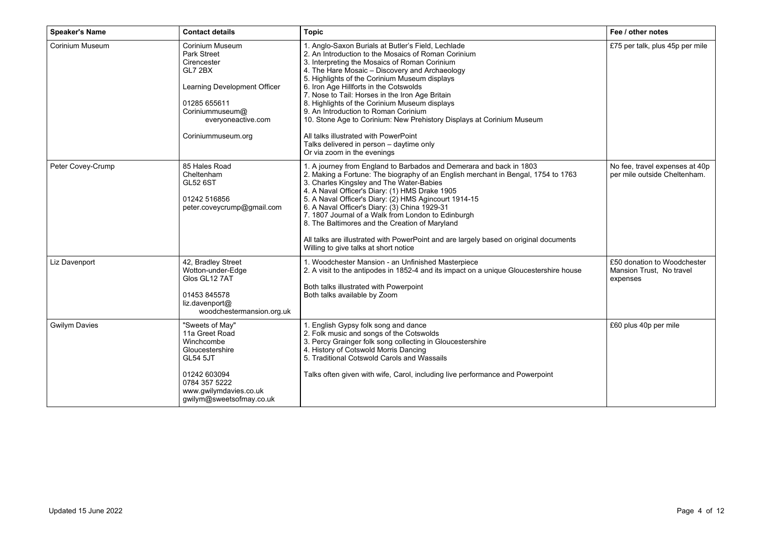| Speaker's Name | Contact details | Topic | Fee / other notes |
|---|---|---|---|
| Corinium Museum | Corinium Museum<br>Park Street<br>Cirencester<br>GL7 2BX<br><br>Learning Development Officer<br><br>01285 655611<br>Coriniummuseum@everyoneactive.com<br><br>Coriniummuseum.org | 1. Anglo-Saxon Burials at Butler's Field, Lechlade<br>2. An Introduction to the Mosaics of Roman Corinium<br>3. Interpreting the Mosaics of Roman Corinium<br>4. The Hare Mosaic – Discovery and Archaeology<br>5. Highlights of the Corinium Museum displays<br>6. Iron Age Hillforts in the Cotswolds<br>7. Nose to Tail: Horses in the Iron Age Britain<br>8. Highlights of the Corinium Museum displays<br>9. An Introduction to Roman Corinium<br>10. Stone Age to Corinium: New Prehistory Displays at Corinium Museum<br><br>All talks illustrated with PowerPoint<br>Talks delivered in person – daytime only<br>Or via zoom in the evenings | £75 per talk, plus 45p per mile |
| Peter Covey-Crump | 85 Hales Road<br>Cheltenham<br>GL52 6ST<br><br>01242 516856<br>peter.coveycrump@gmail.com | 1. A journey from England to Barbados and Demerara and back in 1803<br>2. Making a Fortune: The biography of an English merchant in Bengal, 1754 to 1763<br>3. Charles Kingsley and The Water-Babies<br>4. A Naval Officer's Diary: (1) HMS Drake 1905<br>5. A Naval Officer's Diary: (2) HMS Agincourt 1914-15<br>6. A Naval Officer's Diary: (3) China 1929-31<br>7. 1807 Journal of a Walk from London to Edinburgh<br>8. The Baltimores and the Creation of Maryland<br><br>All talks are illustrated with PowerPoint and are largely based on original documents<br>Willing to give talks at short notice | No fee, travel expenses at 40p per mile outside Cheltenham. |
| Liz Davenport | 42, Bradley Street<br>Wotton-under-Edge<br>Glos GL12 7AT<br><br>01453 845578<br>liz.davenport@woodchestermansion.org.uk | 1. Woodchester Mansion - an Unfinished Masterpiece<br>2. A visit to the antipodes in 1852-4 and its impact on a unique Gloucestershire house<br><br>Both talks illustrated with Powerpoint<br>Both talks available by Zoom | £50 donation to Woodchester Mansion Trust, No travel expenses |
| Gwilym Davies | "Sweets of May"<br>11a Greet Road<br>Winchcombe<br>Gloucestershire<br>GL54 5JT<br><br>01242 603094<br>0784 357 5222<br>www.gwilymdavies.co.uk<br>gwilym@sweetsofmay.co.uk | 1. English Gypsy folk song and dance<br>2. Folk music and songs of the Cotswolds<br>3. Percy Grainger folk song collecting in Gloucestershire<br>4. History of Cotswold Morris Dancing<br>5. Traditional Cotswold Carols and Wassails<br><br>Talks often given with wife, Carol, including live performance and Powerpoint | £60 plus 40p per mile |

Updated 15 June 2022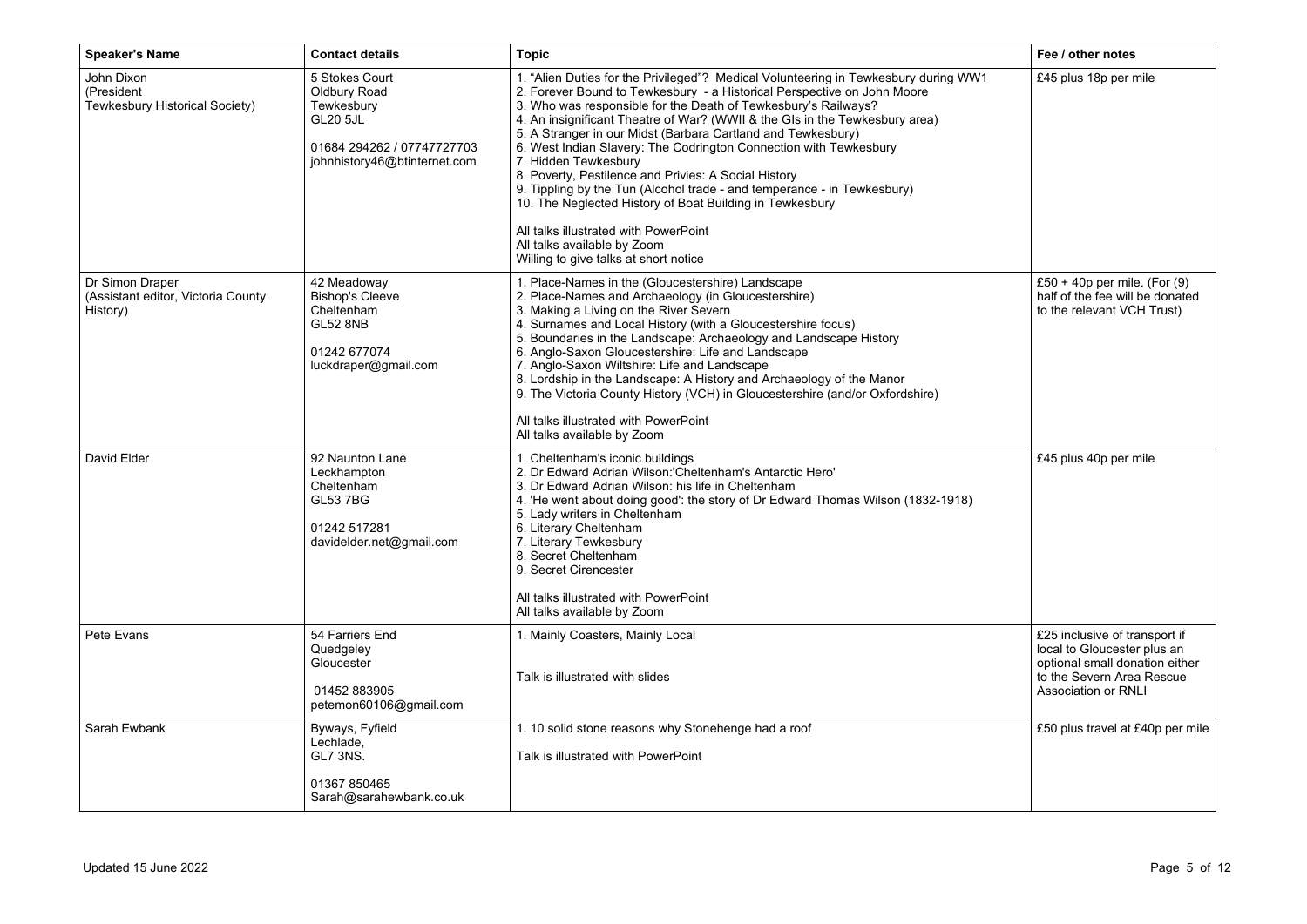| Speaker's Name | Contact details | Topic | Fee / other notes |
|---|---|---|---|
| John Dixon<br>(President<br>Tewkesbury Historical Society) | 5 Stokes Court<br>Oldbury Road<br>Tewkesbury<br>GL20 5JL<br><br>01684 294262 / 07747727703<br>johnhistory46@btinternet.com | 1. "Alien Duties for the Privileged"? Medical Volunteering in Tewkesbury during WW1<br>2. Forever Bound to Tewkesbury - a Historical Perspective on John Moore<br>3. Who was responsible for the Death of Tewkesbury's Railways?<br>4. An insignificant Theatre of War? (WWII & the GIs in the Tewkesbury area)<br>5. A Stranger in our Midst (Barbara Cartland and Tewkesbury)<br>6. West Indian Slavery: The Codrington Connection with Tewkesbury<br>7. Hidden Tewkesbury<br>8. Poverty, Pestilence and Privies: A Social History<br>9. Tippling by the Tun (Alcohol trade - and temperance - in Tewkesbury)<br>10. The Neglected History of Boat Building in Tewkesbury<br><br>All talks illustrated with PowerPoint<br>All talks available by Zoom<br>Willing to give talks at short notice | £45 plus 18p per mile |
| Dr Simon Draper<br>(Assistant editor, Victoria County History) | 42 Meadoway<br>Bishop's Cleeve<br>Cheltenham<br>GL52 8NB<br><br>01242 677074<br>luckdraper@gmail.com | 1. Place-Names in the (Gloucestershire) Landscape<br>2. Place-Names and Archaeology (in Gloucestershire)<br>3. Making a Living on the River Severn<br>4. Surnames and Local History (with a Gloucestershire focus)<br>5. Boundaries in the Landscape: Archaeology and Landscape History<br>6. Anglo-Saxon Gloucestershire: Life and Landscape<br>7. Anglo-Saxon Wiltshire: Life and Landscape<br>8. Lordship in the Landscape: A History and Archaeology of the Manor<br>9. The Victoria County History (VCH) in Gloucestershire (and/or Oxfordshire)<br><br>All talks illustrated with PowerPoint<br>All talks available by Zoom | £50 + 40p per mile. (For (9) half of the fee will be donated to the relevant VCH Trust) |
| David Elder | 92 Naunton Lane<br>Leckhampton<br>Cheltenham<br>GL53 7BG<br><br>01242 517281<br>davidelder.net@gmail.com | 1. Cheltenham's iconic buildings<br>2. Dr Edward Adrian Wilson:'Cheltenham's Antarctic Hero'<br>3. Dr Edward Adrian Wilson: his life in Cheltenham<br>4. 'He went about doing good': the story of Dr Edward Thomas Wilson (1832-1918)<br>5. Lady writers in Cheltenham<br>6. Literary Cheltenham<br>7. Literary Tewkesbury<br>8. Secret Cheltenham<br>9. Secret Cirencester<br><br>All talks illustrated with PowerPoint<br>All talks available by Zoom | £45 plus 40p per mile |
| Pete Evans | 54 Farriers End<br>Quedgeley<br>Gloucester<br><br>01452 883905<br>petemon60106@gmail.com | 1. Mainly Coasters, Mainly Local<br><br>Talk is illustrated with slides | £25 inclusive of transport if local to Gloucester plus an optional small donation either to the Severn Area Rescue Association or RNLI |
| Sarah Ewbank | Byways, Fyfield<br>Lechlade,<br>GL7 3NS.<br><br>01367 850465<br>Sarah@sarahewbank.co.uk | 1. 10 solid stone reasons why Stonehenge had a roof<br><br>Talk is illustrated with PowerPoint | £50 plus travel at £40p per mile |

Updated 15 June 2022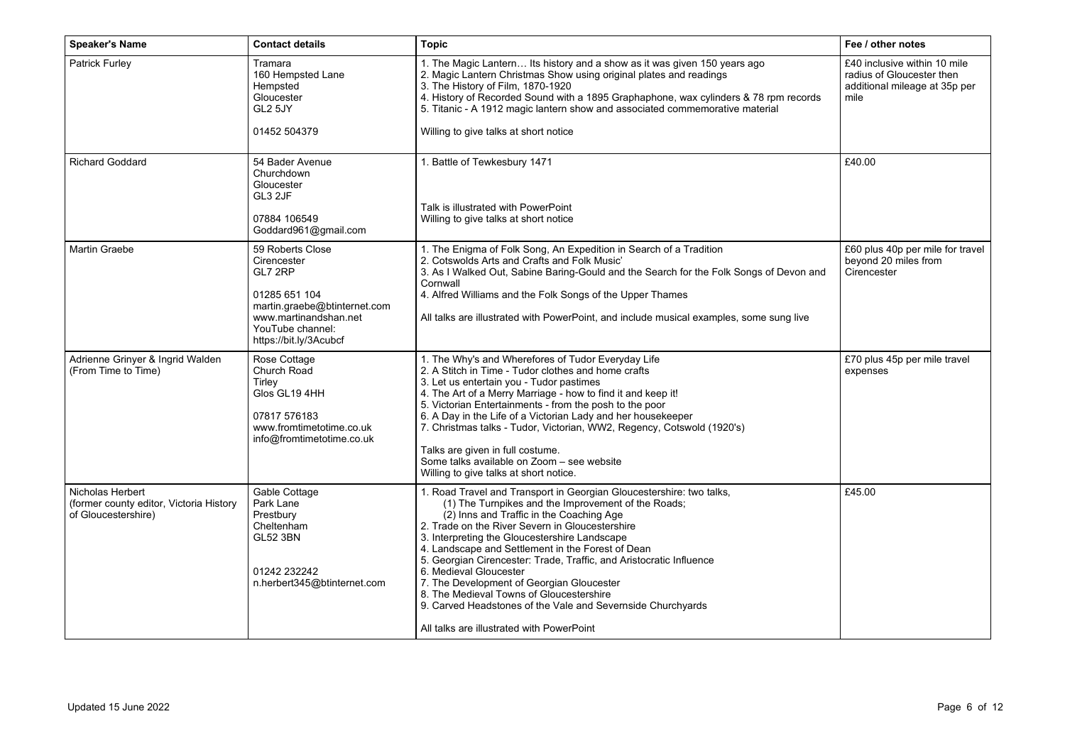| Speaker's Name | Contact details | Topic | Fee / other notes |
|---|---|---|---|
| Patrick Furley | Tramara<br>160 Hempsted Lane<br>Hempsted<br>Gloucester<br>GL2 5JY<br><br>01452 504379 | 1. The Magic Lantern… Its history and a show as it was given 150 years ago<br>2. Magic Lantern Christmas Show using original plates and readings<br>3. The History of Film, 1870-1920<br>4. History of Recorded Sound with a 1895 Graphaphone, wax cylinders & 78 rpm records<br>5. Titanic - A 1912 magic lantern show and associated commemorative material<br><br>Willing to give talks at short notice | £40 inclusive within 10 mile radius of Gloucester then additional mileage at 35p per mile |
| Richard Goddard | 54 Bader Avenue<br>Churchdown<br>Gloucester<br>GL3 2JF<br><br>07884 106549<br>Goddard961@gmail.com | 1. Battle of Tewkesbury 1471<br><br>Talk is illustrated with PowerPoint<br>Willing to give talks at short notice | £40.00 |
| Martin Graebe | 59 Roberts Close<br>Cirencester<br>GL7 2RP<br><br>01285 651 104<br>martin.graebe@btinternet.com<br>www.martinandshan.net<br>YouTube channel:<br>https://bit.ly/3Acubcf | 1. The Enigma of Folk Song, An Expedition in Search of a Tradition<br>2. Cotswolds Arts and Crafts and Folk Music'<br>3. As I Walked Out, Sabine Baring-Gould and the Search for the Folk Songs of Devon and Cornwall<br>4. Alfred Williams and the Folk Songs of the Upper Thames<br><br>All talks are illustrated with PowerPoint, and include musical examples, some sung live | £60 plus 40p per mile for travel beyond 20 miles from Cirencester |
| Adrienne Grinyer & Ingrid Walden (From Time to Time) | Rose Cottage<br>Church Road<br>Tirley<br>Glos GL19 4HH<br><br>07817 576183<br>www.fromtimetotime.co.uk<br>info@fromtimetotime.co.uk | 1. The Why's and Wherefores of Tudor Everyday Life<br>2. A Stitch in Time - Tudor clothes and home crafts<br>3. Let us entertain you - Tudor pastimes<br>4. The Art of a Merry Marriage - how to find it and keep it!<br>5. Victorian Entertainments - from the posh to the poor<br>6. A Day in the Life of a Victorian Lady and her housekeeper<br>7. Christmas talks - Tudor, Victorian, WW2, Regency, Cotswold (1920's)<br><br>Talks are given in full costume.<br>Some talks available on Zoom – see website<br>Willing to give talks at short notice. | £70 plus 45p per mile travel expenses |
| Nicholas Herbert (former county editor, Victoria History of Gloucestershire) | Gable Cottage<br>Park Lane<br>Prestbury<br>Cheltenham<br>GL52 3BN<br><br>01242 232242<br>n.herbert345@btinternet.com | 1. Road Travel and Transport in Georgian Gloucestershire: two talks,<br>(1) The Turnpikes and the Improvement of the Roads;<br>(2) Inns and Traffic in the Coaching Age<br>2. Trade on the River Severn in Gloucestershire<br>3. Interpreting the Gloucestershire Landscape<br>4. Landscape and Settlement in the Forest of Dean<br>5. Georgian Cirencester: Trade, Traffic, and Aristocratic Influence<br>6. Medieval Gloucester<br>7. The Development of Georgian Gloucester<br>8. The Medieval Towns of Gloucestershire<br>9. Carved Headstones of the Vale and Severnside Churchyards<br><br>All talks are illustrated with PowerPoint | £45.00 |

Updated 15 June 2022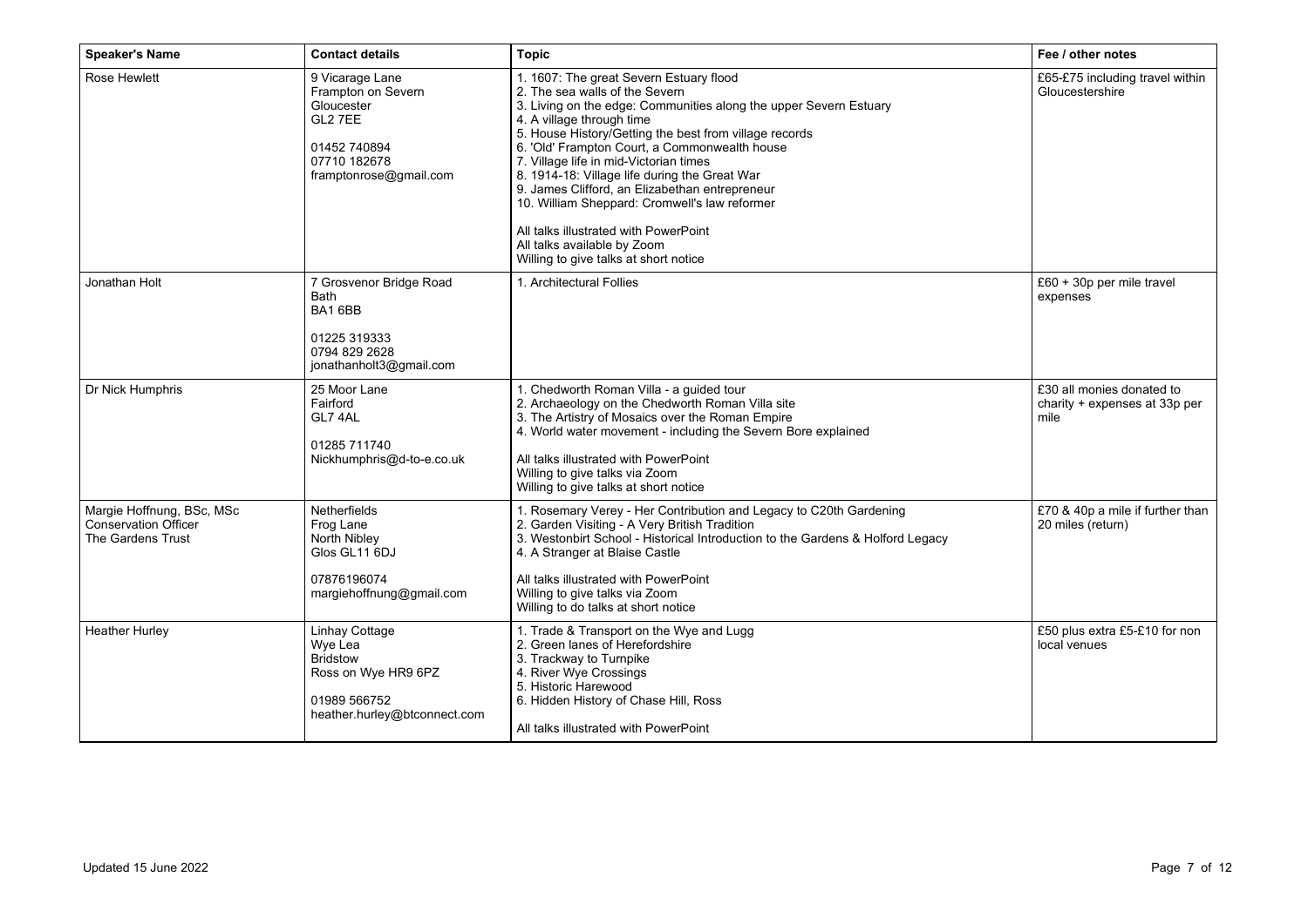| Speaker's Name | Contact details | Topic | Fee / other notes |
|---|---|---|---|
| Rose Hewlett | 9 Vicarage Lane<br>Frampton on Severn<br>Gloucester<br>GL2 7EE<br><br>01452 740894<br>07710 182678<br>framptonrose@gmail.com | 1. 1607: The great Severn Estuary flood<br>2. The sea walls of the Severn<br>3. Living on the edge: Communities along the upper Severn Estuary<br>4. A village through time<br>5. House History/Getting the best from village records<br>6. 'Old' Frampton Court, a Commonwealth house<br>7. Village life in mid-Victorian times<br>8. 1914-18: Village life during the Great War<br>9. James Clifford, an Elizabethan entrepreneur<br>10. William Sheppard: Cromwell's law reformer<br><br>All talks illustrated with PowerPoint<br>All talks available by Zoom<br>Willing to give talks at short notice | £65-£75 including travel within Gloucestershire |
| Jonathan Holt | 7 Grosvenor Bridge Road<br>Bath<br>BA1 6BB<br><br>01225 319333<br>0794 829 2628<br>jonathanholt3@gmail.com | 1. Architectural Follies | £60 + 30p per mile travel expenses |
| Dr Nick Humphris | 25 Moor Lane<br>Fairford<br>GL7 4AL<br><br>01285 711740<br>Nickhumphris@d-to-e.co.uk | 1. Chedworth Roman Villa - a guided tour<br>2. Archaeology on the Chedworth Roman Villa site<br>3. The Artistry of Mosaics over the Roman Empire<br>4. World water movement - including the Severn Bore explained<br><br>All talks illustrated with PowerPoint<br>Willing to give talks via Zoom<br>Willing to give talks at short notice | £30 all monies donated to charity + expenses at 33p per mile |
| Margie Hoffnung, BSc, MSc<br>Conservation Officer<br>The Gardens Trust | Netherfields<br>Frog Lane<br>North Nibley<br>Glos GL11 6DJ<br><br>07876196074<br>margiehoffnung@gmail.com | 1. Rosemary Verey - Her Contribution and Legacy to C20th Gardening<br>2. Garden Visiting - A Very British Tradition<br>3. Westonbirt School - Historical Introduction to the Gardens & Holford Legacy<br>4. A Stranger at Blaise Castle<br><br>All talks illustrated with PowerPoint<br>Willing to give talks via Zoom<br>Willing to do talks at short notice | £70 & 40p a mile if further than 20 miles (return) |
| Heather Hurley | Linhay Cottage<br>Wye Lea<br>Bridstow<br>Ross on Wye HR9 6PZ<br><br>01989 566752<br>heather.hurley@btconnect.com | 1. Trade & Transport on the Wye and Lugg<br>2. Green lanes of Herefordshire<br>3. Trackway to Turnpike<br>4. River Wye Crossings<br>5. Historic Harewood<br>6. Hidden History of Chase Hill, Ross<br><br>All talks illustrated with PowerPoint | £50 plus extra £5-£10 for non local venues |

Updated 15 June 2022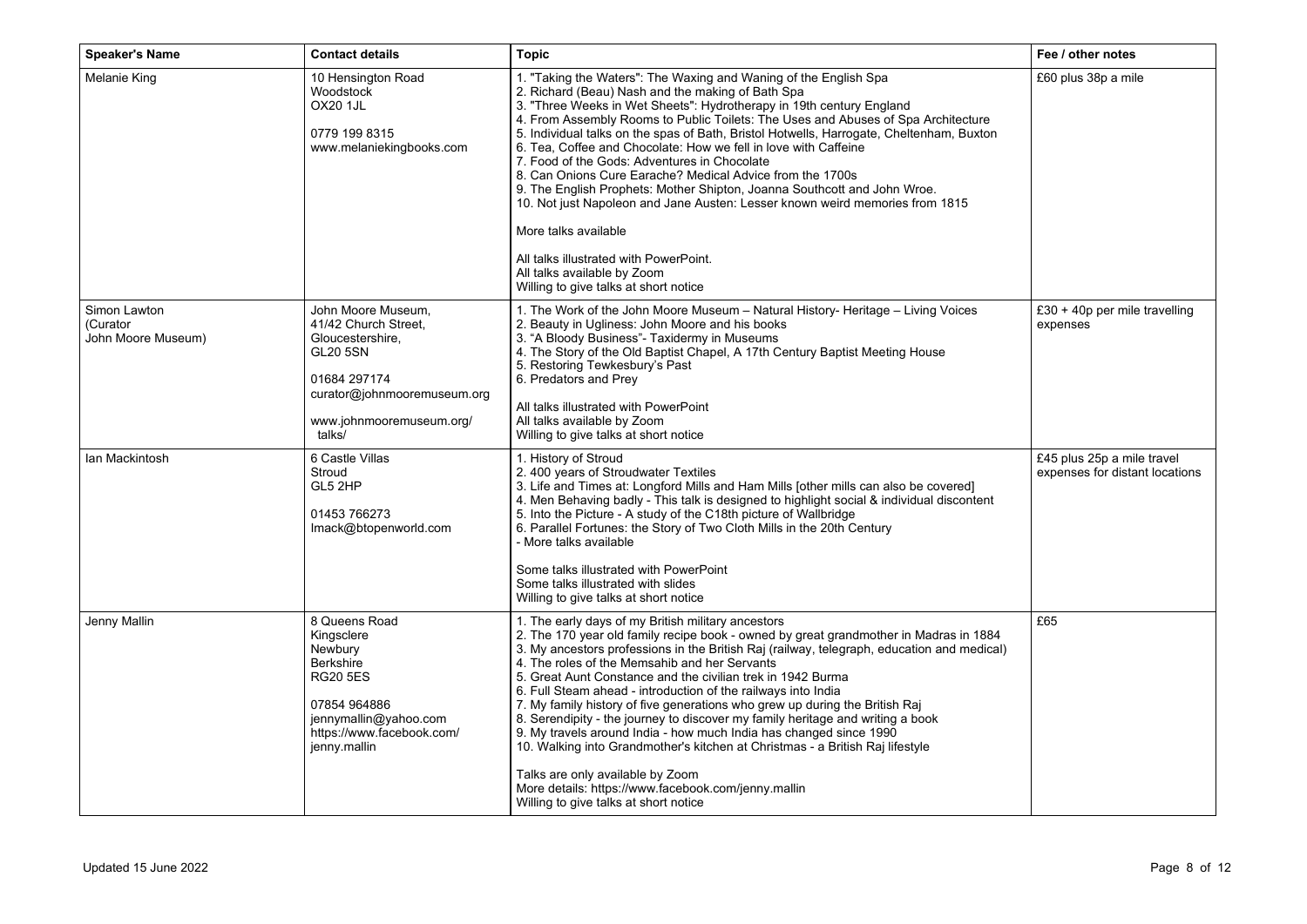| Speaker's Name | Contact details | Topic | Fee / other notes |
|---|---|---|---|
| Melanie King | 10 Hensington Road<br>Woodstock<br>OX20 1JL<br><br>0779 199 8315<br>www.melaniekingbooks.com | 1. "Taking the Waters": The Waxing and Waning of the English Spa<br>2. Richard (Beau) Nash and the making of Bath Spa<br>3. "Three Weeks in Wet Sheets": Hydrotherapy in 19th century England<br>4. From Assembly Rooms to Public Toilets: The Uses and Abuses of Spa Architecture<br>5. Individual talks on the spas of Bath, Bristol Hotwells, Harrogate, Cheltenham, Buxton<br>6. Tea, Coffee and Chocolate: How we fell in love with Caffeine<br>7. Food of the Gods: Adventures in Chocolate<br>8. Can Onions Cure Earache? Medical Advice from the 1700s<br>9. The English Prophets: Mother Shipton, Joanna Southcott and John Wroe.<br>10. Not just Napoleon and Jane Austen: Lesser known weird memories from 1815<br><br>More talks available<br><br>All talks illustrated with PowerPoint.<br>All talks available by Zoom<br>Willing to give talks at short notice | £60 plus 38p a mile |
| Simon Lawton<br>(Curator<br>John Moore Museum) | John Moore Museum,<br>41/42 Church Street,<br>Gloucestershire,<br>GL20 5SN<br><br>01684 297174<br>curator@johnmooremuseum.org<br><br>www.johnmooremuseum.org/talks/ | 1. The Work of the John Moore Museum – Natural History- Heritage – Living Voices<br>2. Beauty in Ugliness: John Moore and his books<br>3. "A Bloody Business"- Taxidermy in Museums<br>4. The Story of the Old Baptist Chapel, A 17th Century Baptist Meeting House<br>5. Restoring Tewkesbury's Past<br>6. Predators and Prey<br><br>All talks illustrated with PowerPoint<br>All talks available by Zoom<br>Willing to give talks at short notice | £30 + 40p per mile travelling expenses |
| Ian Mackintosh | 6 Castle Villas<br>Stroud<br>GL5 2HP<br><br>01453 766273<br>Imack@btopenworld.com | 1. History of Stroud<br>2. 400 years of Stroudwater Textiles<br>3. Life and Times at: Longford Mills and Ham Mills [other mills can also be covered]<br>4. Men Behaving badly - This talk is designed to highlight social & individual discontent<br>5. Into the Picture - A study of the C18th picture of Wallbridge<br>6. Parallel Fortunes: the Story of Two Cloth Mills in the 20th Century<br>- More talks available<br><br>Some talks illustrated with PowerPoint<br>Some talks illustrated with slides<br>Willing to give talks at short notice | £45 plus 25p a mile travel expenses for distant locations |
| Jenny Mallin | 8 Queens Road<br>Kingsclere<br>Newbury<br>Berkshire<br>RG20 5ES<br><br>07854 964886<br>jennymallin@yahoo.com<br>https://www.facebook.com/jenny.mallin | 1. The early days of my British military ancestors<br>2. The 170 year old family recipe book - owned by great grandmother in Madras in 1884<br>3. My ancestors professions in the British Raj (railway, telegraph, education and medical)<br>4. The roles of the Memsahib and her Servants<br>5. Great Aunt Constance and the civilian trek in 1942 Burma<br>6. Full Steam ahead - introduction of the railways into India<br>7. My family history of five generations who grew up during the British Raj<br>8. Serendipity - the journey to discover my family heritage and writing a book<br>9. My travels around India - how much India has changed since 1990<br>10. Walking into Grandmother's kitchen at Christmas - a British Raj lifestyle<br><br>Talks are only available by Zoom<br>More details: https://www.facebook.com/jenny.mallin<br>Willing to give talks at short notice | £65 |

Updated 15 June 2022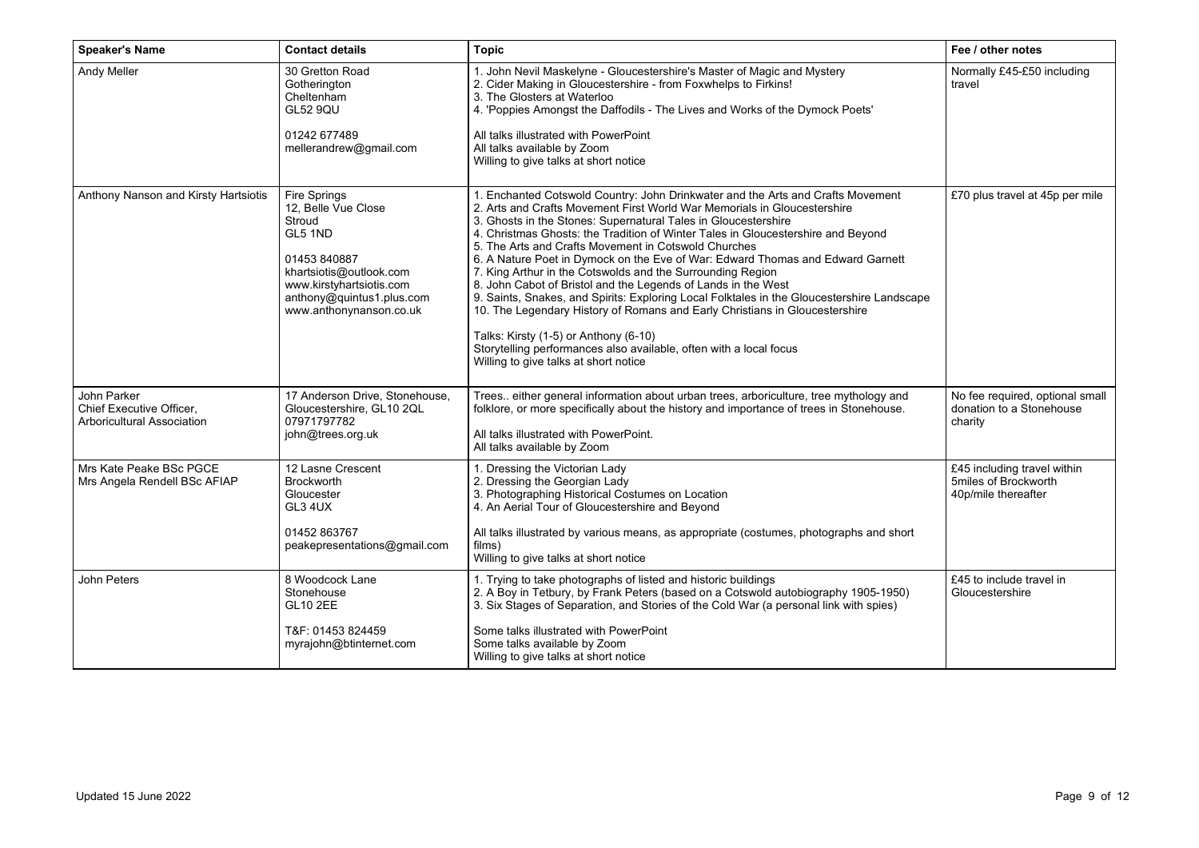| Speaker's Name | Contact details | Topic | Fee / other notes |
|---|---|---|---|
| Andy Meller | 30 Gretton Road<br>Gotherington<br>Cheltenham<br>GL52 9QU<br><br>01242 677489<br>mellerandrew@gmail.com | 1. John Nevil Maskelyne - Gloucestershire's Master of Magic and Mystery<br>2. Cider Making in Gloucestershire - from Foxwhelps to Firkins!<br>3. The Glosters at Waterloo<br>4. 'Poppies Amongst the Daffodils - The Lives and Works of the Dymock Poets'<br><br>All talks illustrated with PowerPoint<br>All talks available by Zoom<br>Willing to give talks at short notice | Normally £45-£50 including travel |
| Anthony Nanson and Kirsty Hartsiotis | Fire Springs<br>12, Belle Vue Close<br>Stroud<br>GL5 1ND<br><br>01453 840887<br>khartsiotis@outlook.com<br>www.kirstyhartsiotis.com<br>anthony@quintus1.plus.com<br>www.anthonynanson.co.uk | 1. Enchanted Cotswold Country: John Drinkwater and the Arts and Crafts Movement<br>2. Arts and Crafts Movement First World War Memorials in Gloucestershire<br>3. Ghosts in the Stones: Supernatural Tales in Gloucestershire<br>4. Christmas Ghosts: the Tradition of Winter Tales in Gloucestershire and Beyond<br>5. The Arts and Crafts Movement in Cotswold Churches<br>6. A Nature Poet in Dymock on the Eve of War: Edward Thomas and Edward Garnett<br>7. King Arthur in the Cotswolds and the Surrounding Region<br>8. John Cabot of Bristol and the Legends of Lands in the West<br>9. Saints, Snakes, and Spirits: Exploring Local Folktales in the Gloucestershire Landscape<br>10. The Legendary History of Romans and Early Christians in Gloucestershire<br><br>Talks: Kirsty (1-5) or Anthony (6-10)<br>Storytelling performances also available, often with a local focus<br>Willing to give talks at short notice | £70 plus travel at 45p per mile |
| John Parker<br>Chief Executive Officer,<br>Arboricultural Association | 17 Anderson Drive, Stonehouse, Gloucestershire, GL10 2QL<br>07971797782<br>john@trees.org.uk | Trees.. either general information about urban trees, arboriculture, tree mythology and folklore, or more specifically about the history and importance of trees in Stonehouse.<br><br>All talks illustrated with PowerPoint.<br>All talks available by Zoom | No fee required, optional small donation to a Stonehouse charity |
| Mrs Kate Peake BSc PGCE<br>Mrs Angela Rendell BSc AFIAP | 12 Lasne Crescent<br>Brockworth<br>Gloucester<br>GL3 4UX<br><br>01452 863767<br>peakepresentations@gmail.com | 1. Dressing the Victorian Lady<br>2. Dressing the Georgian Lady<br>3. Photographing Historical Costumes on Location<br>4. An Aerial Tour of Gloucestershire and Beyond<br><br>All talks illustrated by various means, as appropriate (costumes, photographs and short films)<br>Willing to give talks at short notice | £45 including travel within 5miles of Brockworth<br>40p/mile thereafter |
| John Peters | 8 Woodcock Lane<br>Stonehouse<br>GL10 2EE<br><br>T&F: 01453 824459<br>myrajohn@btinternet.com | 1. Trying to take photographs of listed and historic buildings<br>2. A Boy in Tetbury, by Frank Peters (based on a Cotswold autobiography 1905-1950)<br>3. Six Stages of Separation, and Stories of the Cold War (a personal link with spies)<br><br>Some talks illustrated with PowerPoint<br>Some talks available by Zoom<br>Willing to give talks at short notice | £45 to include travel in Gloucestershire |

Updated 15 June 2022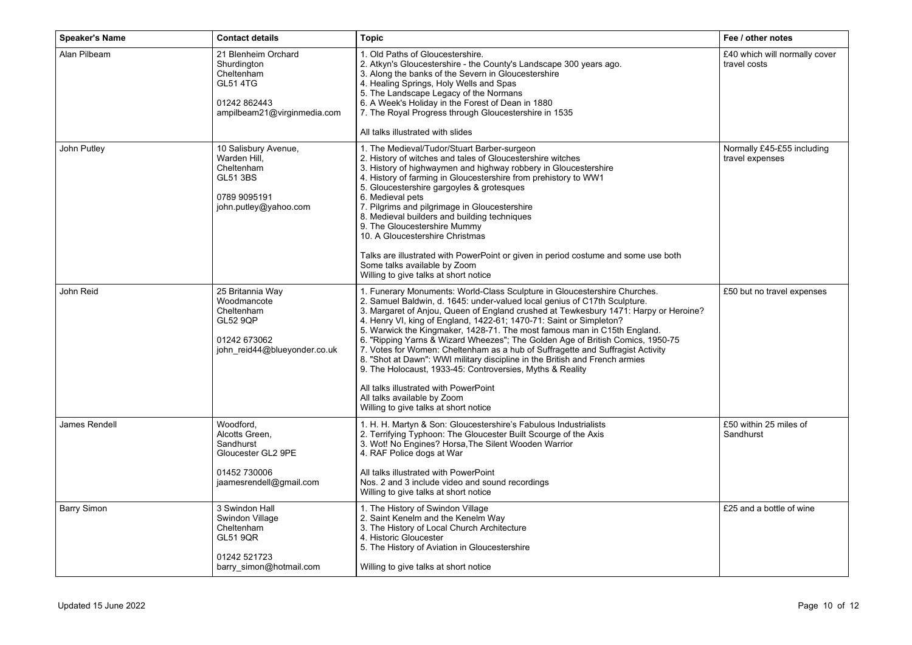| Speaker's Name | Contact details | Topic | Fee / other notes |
| --- | --- | --- | --- |
| Alan Pilbeam | 21 Blenheim Orchard<br>Shurdington<br>Cheltenham<br>GL51 4TG<br><br>01242 862443<br>ampilbeam21@virginmedia.com | 1. Old Paths of Gloucestershire.<br>2. Atkyn's Gloucestershire - the County's Landscape 300 years ago.<br>3. Along the banks of the Severn in Gloucestershire<br>4. Healing Springs, Holy Wells and Spas<br>5. The Landscape Legacy of the Normans<br>6. A Week's Holiday in the Forest of Dean in 1880<br>7. The Royal Progress through Gloucestershire in 1535<br><br>All talks illustrated with slides | £40 which will normally cover travel costs |
| John Putley | 10 Salisbury Avenue,<br>Warden Hill,<br>Cheltenham<br>GL51 3BS<br><br>0789 9095191<br>john.putley@yahoo.com | 1. The Medieval/Tudor/Stuart Barber-surgeon<br>2. History of witches and tales of Gloucestershire witches<br>3. History of highwaymen and highway robbery in Gloucestershire<br>4. History of farming in Gloucestershire from prehistory to WW1<br>5. Gloucestershire gargoyles & grotesques<br>6. Medieval pets<br>7. Pilgrims and pilgrimage in Gloucestershire<br>8. Medieval builders and building techniques<br>9. The Gloucestershire Mummy<br>10. A Gloucestershire Christmas<br><br>Talks are illustrated with PowerPoint or given in period costume and some use both<br>Some talks available by Zoom<br>Willing to give talks at short notice | Normally £45-£55 including travel expenses |
| John Reid | 25 Britannia Way<br>Woodmancote<br>Cheltenham<br>GL52 9QP<br><br>01242 673062<br>john_reid44@blueyonder.co.uk | 1. Funerary Monuments: World-Class Sculpture in Gloucestershire Churches.<br>2. Samuel Baldwin, d. 1645: under-valued local genius of C17th Sculpture.<br>3. Margaret of Anjou, Queen of England crushed at Tewkesbury 1471: Harpy or Heroine?<br>4. Henry VI, king of England, 1422-61; 1470-71: Saint or Simpleton?<br>5. Warwick the Kingmaker, 1428-71. The most famous man in C15th England.<br>6. "Ripping Yarns & Wizard Wheezes"; The Golden Age of British Comics, 1950-75<br>7. Votes for Women: Cheltenham as a hub of Suffragette and Suffragist Activity<br>8. "Shot at Dawn": WWI military discipline in the British and French armies<br>9. The Holocaust, 1933-45: Controversies, Myths & Reality<br><br>All talks illustrated with PowerPoint<br>All talks available by Zoom<br>Willing to give talks at short notice | £50 but no travel expenses |
| James Rendell | Woodford,<br>Alcotts Green,<br>Sandhurst<br>Gloucester GL2 9PE<br><br>01452 730006<br>jaamesrendell@gmail.com | 1. H. H. Martyn & Son: Gloucestershire's Fabulous Industrialists<br>2. Terrifying Typhoon: The Gloucester Built Scourge of the Axis<br>3. Wot! No Engines? Horsa, The Silent Wooden Warrior<br>4. RAF Police dogs at War<br><br>All talks illustrated with PowerPoint<br>Nos. 2 and 3 include video and sound recordings<br>Willing to give talks at short notice | £50 within 25 miles of Sandhurst |
| Barry Simon | 3 Swindon Hall<br>Swindon Village<br>Cheltenham<br>GL51 9QR<br><br>01242 521723<br>barry_simon@hotmail.com | 1. The History of Swindon Village<br>2. Saint Kenelm and the Kenelm Way<br>3. The History of Local Church Architecture<br>4. Historic Gloucester<br>5. The History of Aviation in Gloucestershire<br><br>Willing to give talks at short notice | £25 and a bottle of wine |

Updated 15 June 2022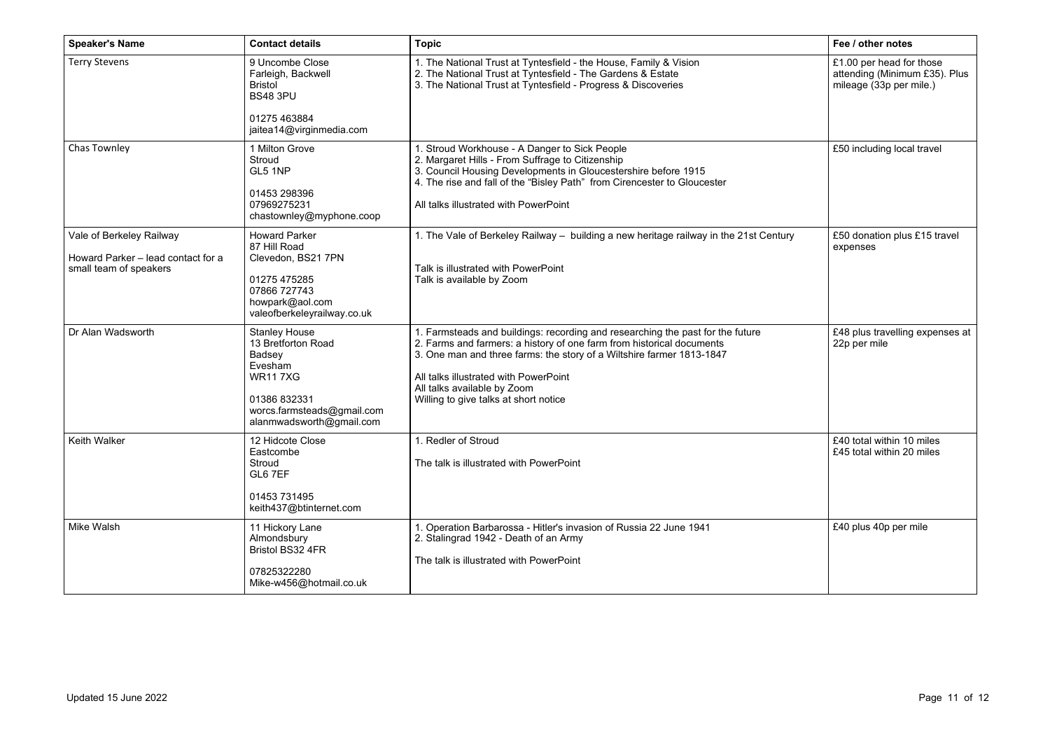| Speaker's Name | Contact details | Topic | Fee / other notes |
| --- | --- | --- | --- |
| Terry Stevens | 9 Uncombe Close<br>Farleigh, Backwell<br>Bristol<br>BS48 3PU<br><br>01275 463884<br>jaitea14@virginmedia.com | 1. The National Trust at Tyntesfield - the House, Family & Vision<br>2. The National Trust at Tyntesfield - The Gardens & Estate<br>3. The National Trust at Tyntesfield - Progress & Discoveries | £1.00 per head for those attending (Minimum £35). Plus mileage (33p per mile.) |
| Chas Townley | 1 Milton Grove<br>Stroud<br>GL5 1NP<br><br>01453 298396<br>07969275231<br>chastownley@myphone.coop | 1. Stroud Workhouse - A Danger to Sick People<br>2. Margaret Hills - From Suffrage to Citizenship<br>3. Council Housing Developments in Gloucestershire before 1915<br>4. The rise and fall of the "Bisley Path" from Cirencester to Gloucester<br><br>All talks illustrated with PowerPoint | £50 including local travel |
| Vale of Berkeley Railway<br><br>Howard Parker – lead contact for a small team of speakers | Howard Parker<br>87 Hill Road<br>Clevedon, BS21 7PN<br><br>01275 475285<br>07866 727743<br>howpark@aol.com<br>valeofberkeleyrailway.co.uk | 1. The Vale of Berkeley Railway – building a new heritage railway in the 21st Century<br><br>Talk is illustrated with PowerPoint<br>Talk is available by Zoom | £50 donation plus £15 travel expenses |
| Dr Alan Wadsworth | Stanley House<br>13 Bretforton Road<br>Badsey<br>Evesham<br>WR11 7XG<br><br>01386 832331<br>worcs.farmsteads@gmail.com<br>alanmwadsworth@gmail.com | 1. Farmsteads and buildings: recording and researching the past for the future<br>2. Farms and farmers: a history of one farm from historical documents<br>3. One man and three farms: the story of a Wiltshire farmer 1813-1847<br><br>All talks illustrated with PowerPoint<br>All talks available by Zoom<br>Willing to give talks at short notice | £48 plus travelling expenses at 22p per mile |
| Keith Walker | 12 Hidcote Close<br>Eastcombe<br>Stroud<br>GL6 7EF<br><br>01453 731495<br>keith437@btinternet.com | 1. Redler of Stroud<br><br>The talk is illustrated with PowerPoint | £40 total within 10 miles<br>£45 total within 20 miles |
| Mike Walsh | 11 Hickory Lane<br>Almondsbury<br>Bristol BS32 4FR<br><br>07825322280<br>Mike-w456@hotmail.co.uk | 1. Operation Barbarossa - Hitler's invasion of Russia 22 June 1941<br>2. Stalingrad 1942 - Death of an Army<br><br>The talk is illustrated with PowerPoint | £40 plus 40p per mile |

Updated 15 June 2022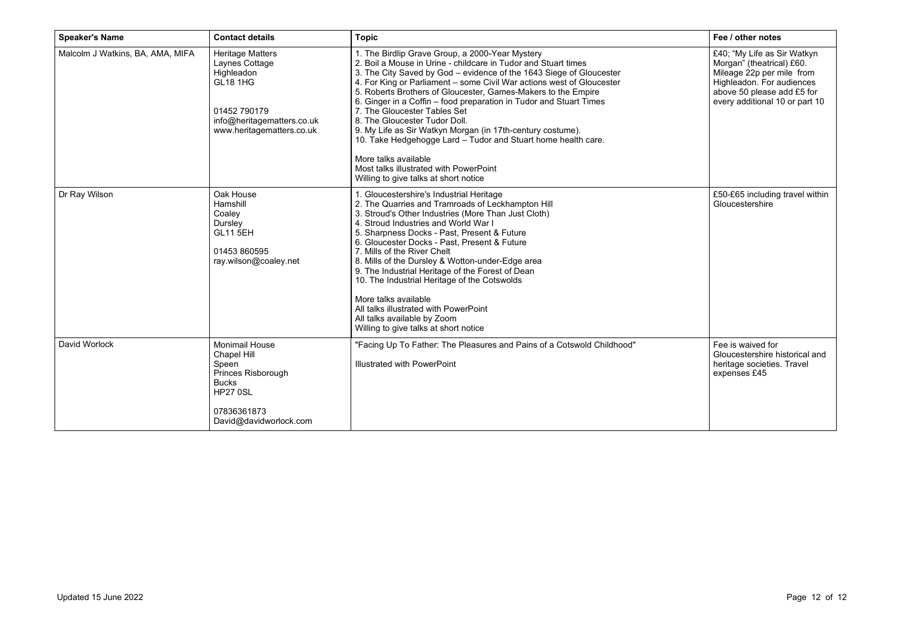| Speaker's Name | Contact details | Topic | Fee / other notes |
|---|---|---|---|
| Malcolm J Watkins, BA, AMA, MIFA | Heritage Matters<br>Laynes Cottage<br>Highleadon<br>GL18 1HG<br><br>01452 790179<br>info@heritagematters.co.uk<br>www.heritagematters.co.uk | 1. The Birdlip Grave Group, a 2000-Year Mystery<br>2. Boil a Mouse in Urine - childcare in Tudor and Stuart times<br>3. The City Saved by God – evidence of the 1643 Siege of Gloucester<br>4. For King or Parliament – some Civil War actions west of Gloucester<br>5. Roberts Brothers of Gloucester, Games-Makers to the Empire<br>6. Ginger in a Coffin – food preparation in Tudor and Stuart Times<br>7. The Gloucester Tables Set<br>8. The Gloucester Tudor Doll.<br>9. My Life as Sir Watkyn Morgan (in 17th-century costume).<br>10. Take Hedgehogge Lard – Tudor and Stuart home health care.<br><br>More talks available<br>Most talks illustrated with PowerPoint<br>Willing to give talks at short notice | £40; "My Life as Sir Watkyn Morgan" (theatrical) £60. Mileage 22p per mile from Highleadon. For audiences above 50 please add £5 for every additional 10 or part 10 |
| Dr Ray Wilson | Oak House<br>Hamshill<br>Coaley<br>Dursley<br>GL11 5EH<br><br>01453 860595<br>ray.wilson@coaley.net | 1. Gloucestershire's Industrial Heritage<br>2. The Quarries and Tramroads of Leckhampton Hill<br>3. Stroud's Other Industries (More Than Just Cloth)<br>4. Stroud Industries and World War I<br>5. Sharpness Docks - Past, Present & Future<br>6. Gloucester Docks - Past, Present & Future<br>7. Mills of the River Chelt<br>8. Mills of the Dursley & Wotton-under-Edge area<br>9. The Industrial Heritage of the Forest of Dean<br>10. The Industrial Heritage of the Cotswolds<br><br>More talks available<br>All talks illustrated with PowerPoint<br>All talks available by Zoom<br>Willing to give talks at short notice | £50-£65 including travel within Gloucestershire |
| David Worlock | Monimail House<br>Chapel Hill<br>Speen<br>Princes Risborough<br>Bucks<br>HP27 0SL<br><br>07836361873<br>David@davidworlock.com | "Facing Up To Father: The Pleasures and Pains of a Cotswold Childhood"<br><br>Illustrated with PowerPoint | Fee is waived for Gloucestershire historical and heritage societies. Travel expenses £45 |

Updated 15 June 2022